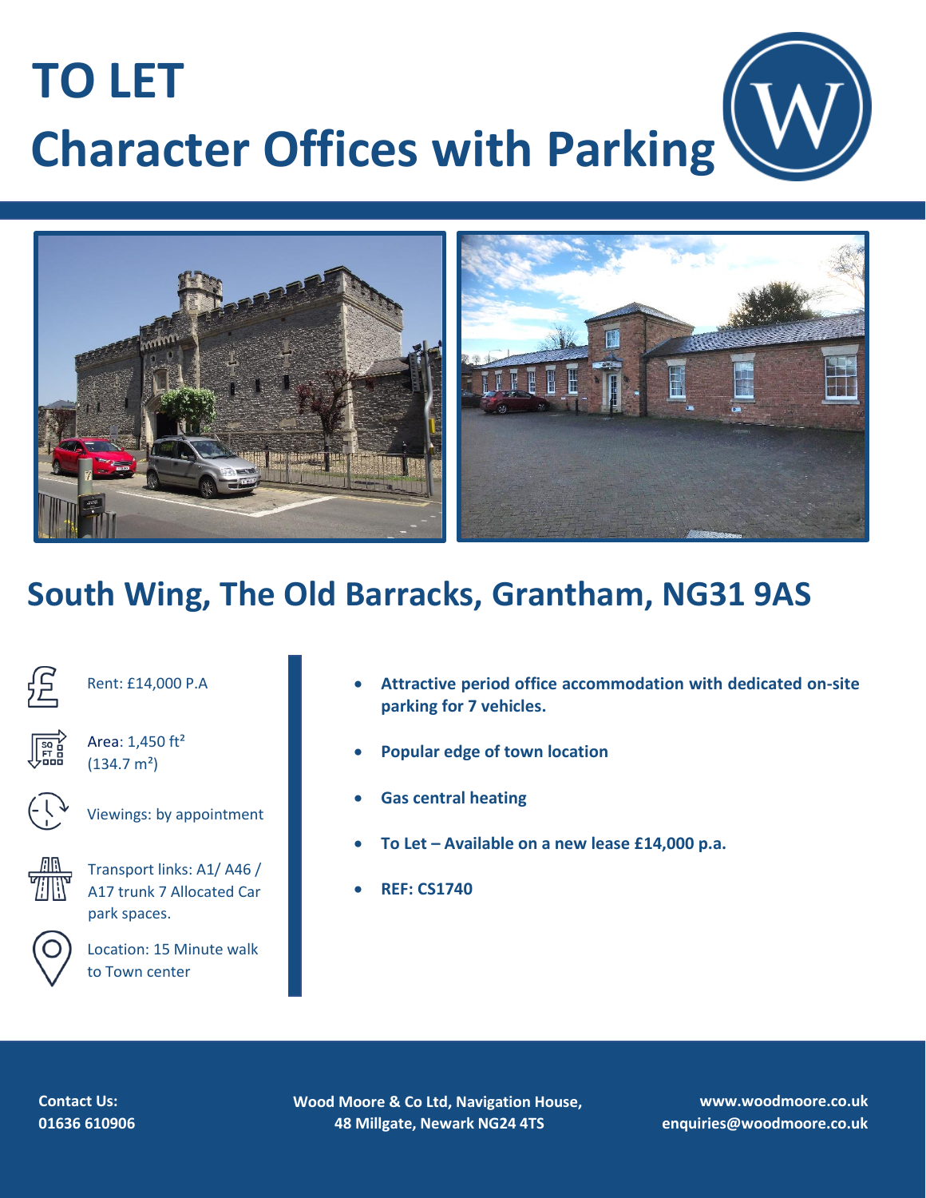# TO LET

# Character Offices with Parking

## South Wing, The Old Barracks, Grantham, NG31 9AS

Rent: £14,000 P.A

Area: 1,450 ft² (134.7 m²)

Viewings: by appointment

Transport links: A1/ A46 / A17 trunk 7 Allocated Car park spaces.

Location: 15 Minute walk to Town center

- **Attractive period office accommodation with dedicated on-site parking for 7 vehicles.**
- **Popular edge of town location**
- **Gas central heating**
- **To Let – Available on a new lease £14,000 p.a.**
- **REF: CS1740**

**Contact Us:**
**01636 610906**

**Wood Moore & Co Ltd, Navigation House, 48 Millgate, Newark NG24 4TS**

**www.woodmoore.co.uk**
**enquiries@woodmoore.co.uk**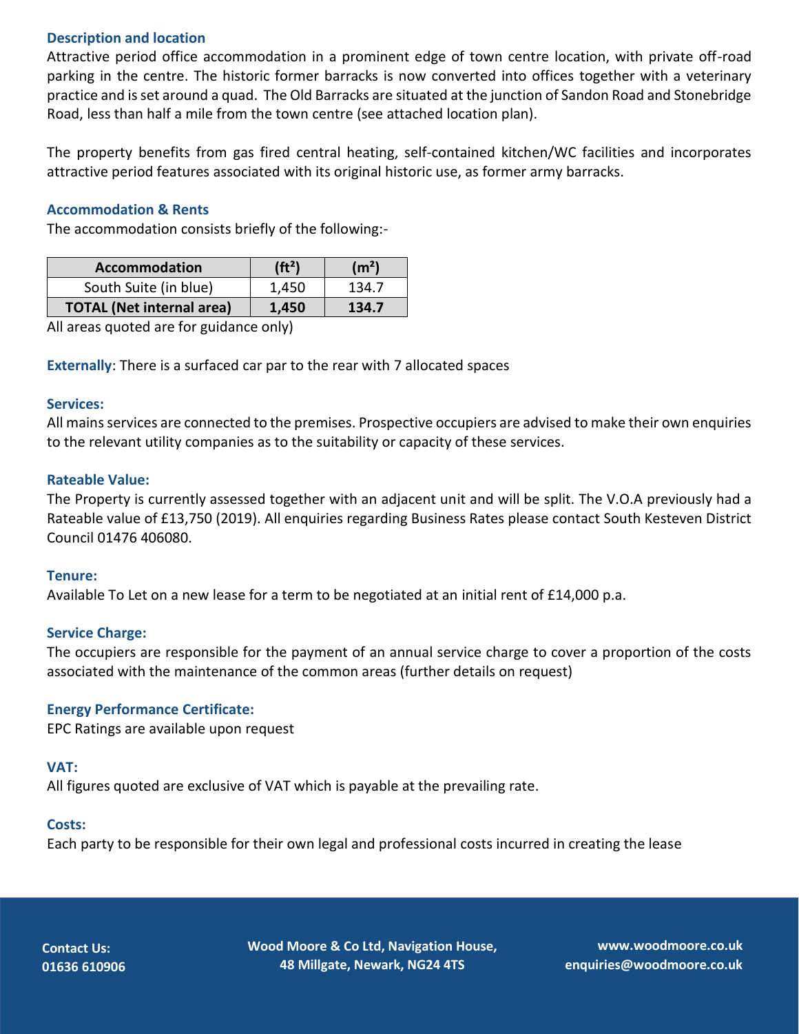## Description and location

Attractive period office accommodation in a prominent edge of town centre location, with private off-road parking in the centre. The historic former barracks is now converted into offices together with a veterinary practice and is set around a quad. The Old Barracks are situated at the junction of Sandon Road and Stonebridge Road, less than half a mile from the town centre (see attached location plan).

The property benefits from gas fired central heating, self-contained kitchen/WC facilities and incorporates attractive period features associated with its original historic use, as former army barracks.

## Accommodation & Rents

The accommodation consists briefly of the following:-

| Accommodation | ($ft^2$) | ($m^2$) |
|---|---|---|
| South Suite (in blue) | 1,450 | 134.7 |
| **TOTAL (Net internal area)** | **1,450** | **134.7** |

All areas quoted are for guidance only)

**Externally**: There is a surfaced car par to the rear with 7 allocated spaces

## Services:

All mains services are connected to the premises. Prospective occupiers are advised to make their own enquiries to the relevant utility companies as to the suitability or capacity of these services.

## Rateable Value:

The Property is currently assessed together with an adjacent unit and will be split. The V.O.A previously had a Rateable value of £13,750 (2019). All enquiries regarding Business Rates please contact South Kesteven District Council 01476 406080.

## Tenure:

Available To Let on a new lease for a term to be negotiated at an initial rent of £14,000 p.a.

## Service Charge:

The occupiers are responsible for the payment of an annual service charge to cover a proportion of the costs associated with the maintenance of the common areas (further details on request)

## Energy Performance Certificate:

EPC Ratings are available upon request

## VAT:

All figures quoted are exclusive of VAT which is payable at the prevailing rate.

## Costs:

Each party to be responsible for their own legal and professional costs incurred in creating the lease

**Contact Us:**
**01636 610906**

**Wood Moore & Co Ltd, Navigation House,**
**48 Millgate, Newark, NG24 4TS**

**www.woodmoore.co.uk**
**enquiries@woodmoore.co.uk**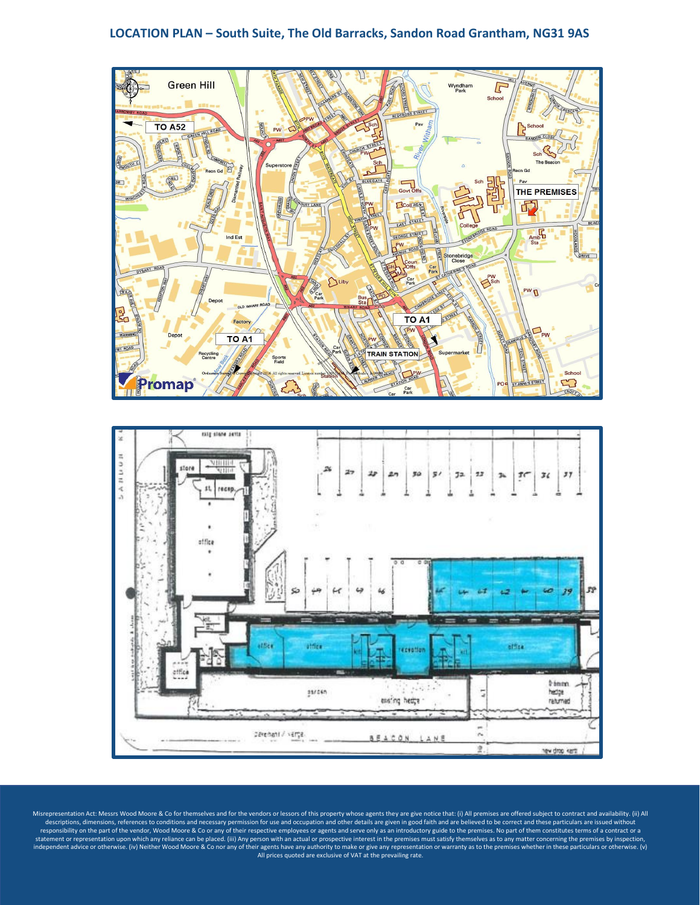## LOCATION PLAN – South Suite, The Old Barracks, Sandon Road Grantham, NG31 9AS

Misrepresentation Act: Messrs Wood Moore & Co for themselves and for the vendors or lessors of this property whose agents they are give notice that: (i) All premises are offered subject to contract and availability. (ii) All descriptions, dimensions, references to conditions and necessary permission for use and occupation and other details are given in good faith and are believed to be correct and these particulars are issued without responsibility on the part of the vendor, Wood Moore & Co or any of their respective employees or agents and serve only as an introductory guide to the premises. No part of them constitutes terms of a contract or a statement or representation upon which any reliance can be placed. (iii) Any person with an actual or prospective interest in the premises must satisfy themselves as to any matter concerning the premises by inspection, independent advice or otherwise. (iv) Neither Wood Moore & Co nor any of their agents have any authority to make or give any representation or warranty as to the premises whether in these particulars or otherwise. (v) All prices quoted are exclusive of VAT at the prevailing rate.